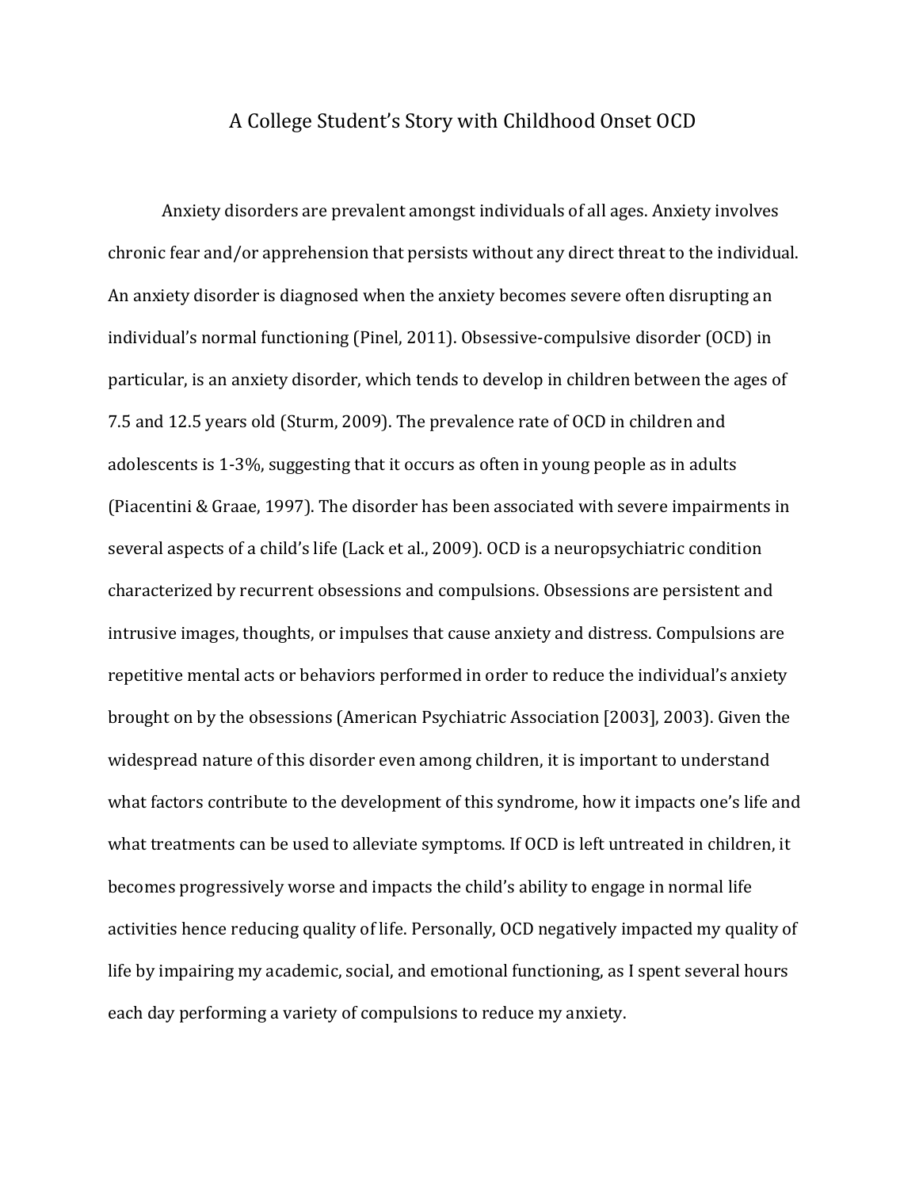# A College Student's Story with Childhood Onset OCD

Anxiety disorders are prevalent amongst individuals of all ages. Anxiety involves chronic fear and/or apprehension that persists without any direct threat to the individual. An anxiety disorder is diagnosed when the anxiety becomes severe often disrupting an individual's normal functioning (Pinel, 2011). Obsessive-compulsive disorder (OCD) in particular, is an anxiety disorder, which tends to develop in children between the ages of 7.5 and 12.5 years old (Sturm, 2009). The prevalence rate of OCD in children and adolescents is 1-3%, suggesting that it occurs as often in young people as in adults (Piacentini & Graae, 1997). The disorder has been associated with severe impairments in several aspects of a child's life (Lack et al., 2009). OCD is a neuropsychiatric condition characterized by recurrent obsessions and compulsions. Obsessions are persistent and intrusive images, thoughts, or impulses that cause anxiety and distress. Compulsions are repetitive mental acts or behaviors performed in order to reduce the individual's anxiety brought on by the obsessions (American Psychiatric Association [2003], 2003). Given the widespread nature of this disorder even among children, it is important to understand what factors contribute to the development of this syndrome, how it impacts one's life and what treatments can be used to alleviate symptoms. If OCD is left untreated in children, it becomes progressively worse and impacts the child's ability to engage in normal life activities hence reducing quality of life. Personally, OCD negatively impacted my quality of life by impairing my academic, social, and emotional functioning, as I spent several hours each day performing a variety of compulsions to reduce my anxiety.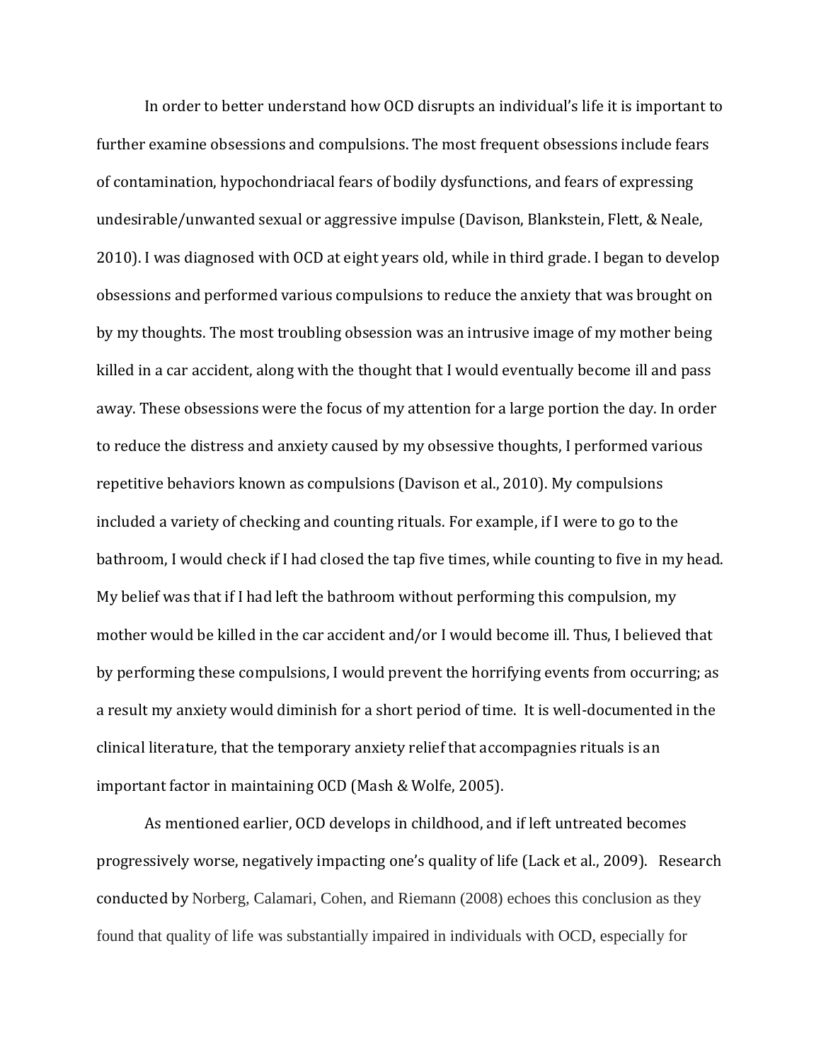In order to better understand how OCD disrupts an individual's life it is important to further examine obsessions and compulsions. The most frequent obsessions include fears of contamination, hypochondriacal fears of bodily dysfunctions, and fears of expressing undesirable/unwanted sexual or aggressive impulse (Davison, Blankstein, Flett, & Neale, 2010). I was diagnosed with OCD at eight years old, while in third grade. I began to develop obsessions and performed various compulsions to reduce the anxiety that was brought on by my thoughts. The most troubling obsession was an intrusive image of my mother being killed in a car accident, along with the thought that I would eventually become ill and pass away. These obsessions were the focus of my attention for a large portion the day. In order to reduce the distress and anxiety caused by my obsessive thoughts, I performed various repetitive behaviors known as compulsions (Davison et al., 2010). My compulsions included a variety of checking and counting rituals. For example, if I were to go to the bathroom, I would check if I had closed the tap five times, while counting to five in my head. My belief was that if I had left the bathroom without performing this compulsion, my mother would be killed in the car accident and/or I would become ill. Thus, I believed that by performing these compulsions, I would prevent the horrifying events from occurring; as a result my anxiety would diminish for a short period of time. It is well-documented in the clinical literature, that the temporary anxiety relief that accompagnies rituals is an important factor in maintaining OCD (Mash & Wolfe, 2005).

As mentioned earlier, OCD develops in childhood, and if left untreated becomes progressively worse, negatively impacting one's quality of life (Lack et al., 2009). Research conducted by Norberg, Calamari, Cohen, and Riemann (2008) echoes this conclusion as they found that quality of life was substantially impaired in individuals with OCD, especially for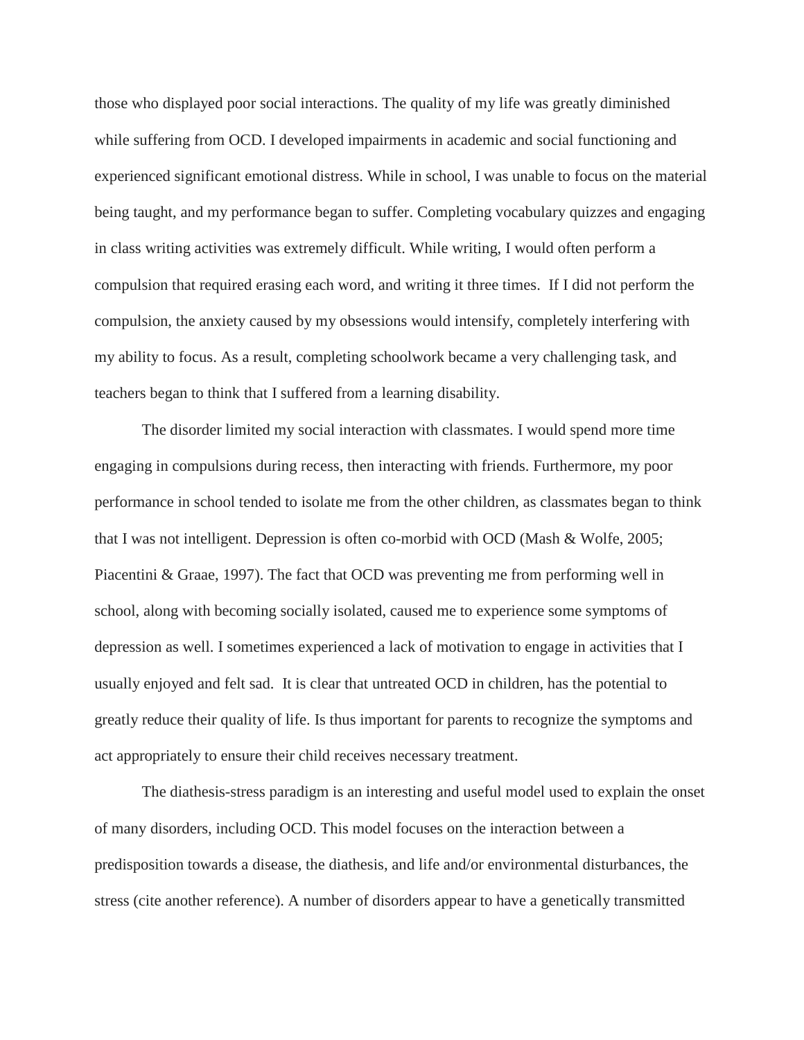those who displayed poor social interactions. The quality of my life was greatly diminished while suffering from OCD. I developed impairments in academic and social functioning and experienced significant emotional distress. While in school, I was unable to focus on the material being taught, and my performance began to suffer. Completing vocabulary quizzes and engaging in class writing activities was extremely difficult. While writing, I would often perform a compulsion that required erasing each word, and writing it three times. If I did not perform the compulsion, the anxiety caused by my obsessions would intensify, completely interfering with my ability to focus. As a result, completing schoolwork became a very challenging task, and teachers began to think that I suffered from a learning disability.

The disorder limited my social interaction with classmates. I would spend more time engaging in compulsions during recess, then interacting with friends. Furthermore, my poor performance in school tended to isolate me from the other children, as classmates began to think that I was not intelligent. Depression is often co-morbid with OCD (Mash & Wolfe, 2005; Piacentini & Graae, 1997). The fact that OCD was preventing me from performing well in school, along with becoming socially isolated, caused me to experience some symptoms of depression as well. I sometimes experienced a lack of motivation to engage in activities that I usually enjoyed and felt sad. It is clear that untreated OCD in children, has the potential to greatly reduce their quality of life. Is thus important for parents to recognize the symptoms and act appropriately to ensure their child receives necessary treatment.

The diathesis-stress paradigm is an interesting and useful model used to explain the onset of many disorders, including OCD. This model focuses on the interaction between a predisposition towards a disease, the diathesis, and life and/or environmental disturbances, the stress (cite another reference). A number of disorders appear to have a genetically transmitted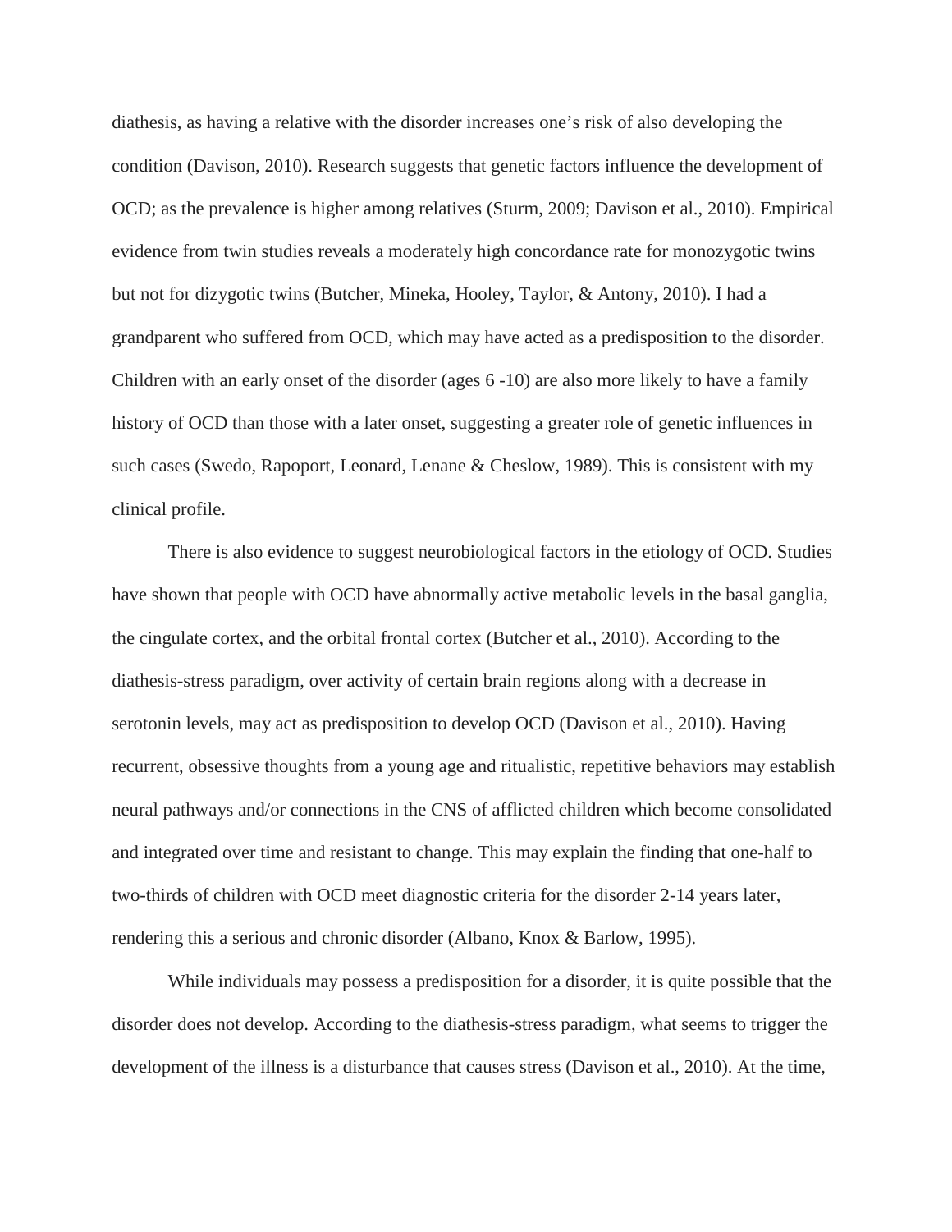diathesis, as having a relative with the disorder increases one's risk of also developing the condition (Davison, 2010). Research suggests that genetic factors influence the development of OCD; as the prevalence is higher among relatives (Sturm, 2009; Davison et al., 2010). Empirical evidence from twin studies reveals a moderately high concordance rate for monozygotic twins but not for dizygotic twins (Butcher, Mineka, Hooley, Taylor, & Antony, 2010). I had a grandparent who suffered from OCD, which may have acted as a predisposition to the disorder. Children with an early onset of the disorder (ages 6 -10) are also more likely to have a family history of OCD than those with a later onset, suggesting a greater role of genetic influences in such cases (Swedo, Rapoport, Leonard, Lenane & Cheslow, 1989). This is consistent with my clinical profile.

There is also evidence to suggest neurobiological factors in the etiology of OCD. Studies have shown that people with OCD have abnormally active metabolic levels in the basal ganglia, the cingulate cortex, and the orbital frontal cortex (Butcher et al., 2010). According to the diathesis-stress paradigm, over activity of certain brain regions along with a decrease in serotonin levels, may act as predisposition to develop OCD (Davison et al., 2010). Having recurrent, obsessive thoughts from a young age and ritualistic, repetitive behaviors may establish neural pathways and/or connections in the CNS of afflicted children which become consolidated and integrated over time and resistant to change. This may explain the finding that one-half to two-thirds of children with OCD meet diagnostic criteria for the disorder 2-14 years later, rendering this a serious and chronic disorder (Albano, Knox & Barlow, 1995).

While individuals may possess a predisposition for a disorder, it is quite possible that the disorder does not develop. According to the diathesis-stress paradigm, what seems to trigger the development of the illness is a disturbance that causes stress (Davison et al., 2010). At the time,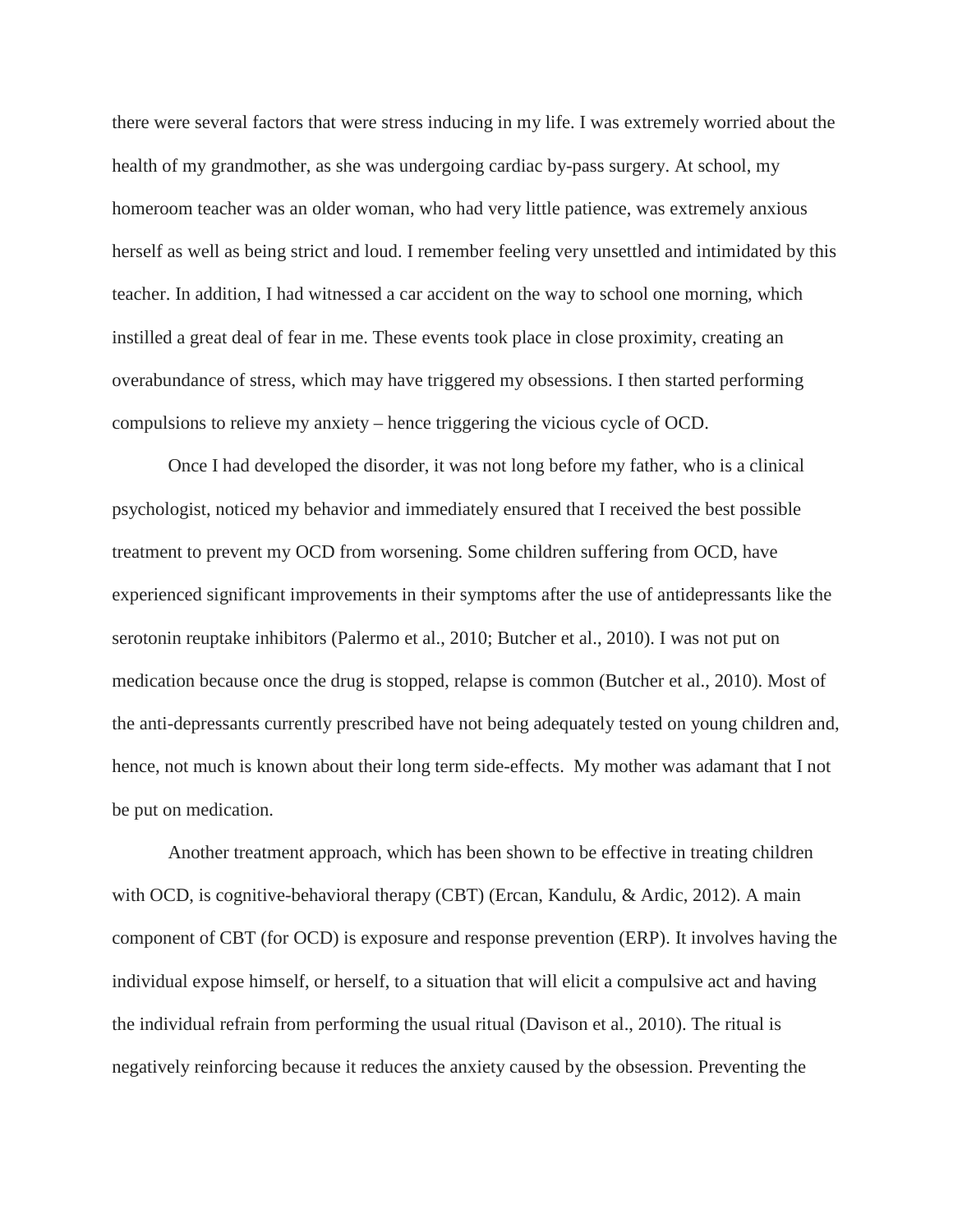there were several factors that were stress inducing in my life. I was extremely worried about the health of my grandmother, as she was undergoing cardiac by-pass surgery. At school, my homeroom teacher was an older woman, who had very little patience, was extremely anxious herself as well as being strict and loud. I remember feeling very unsettled and intimidated by this teacher. In addition, I had witnessed a car accident on the way to school one morning, which instilled a great deal of fear in me. These events took place in close proximity, creating an overabundance of stress, which may have triggered my obsessions. I then started performing compulsions to relieve my anxiety – hence triggering the vicious cycle of OCD.

Once I had developed the disorder, it was not long before my father, who is a clinical psychologist, noticed my behavior and immediately ensured that I received the best possible treatment to prevent my OCD from worsening. Some children suffering from OCD, have experienced significant improvements in their symptoms after the use of antidepressants like the serotonin reuptake inhibitors (Palermo et al., 2010; Butcher et al., 2010). I was not put on medication because once the drug is stopped, relapse is common (Butcher et al., 2010). Most of the anti-depressants currently prescribed have not being adequately tested on young children and, hence, not much is known about their long term side-effects. My mother was adamant that I not be put on medication.

Another treatment approach, which has been shown to be effective in treating children with OCD, is cognitive-behavioral therapy (CBT) (Ercan, Kandulu, & Ardic, 2012). A main component of CBT (for OCD) is exposure and response prevention (ERP). It involves having the individual expose himself, or herself, to a situation that will elicit a compulsive act and having the individual refrain from performing the usual ritual (Davison et al., 2010). The ritual is negatively reinforcing because it reduces the anxiety caused by the obsession. Preventing the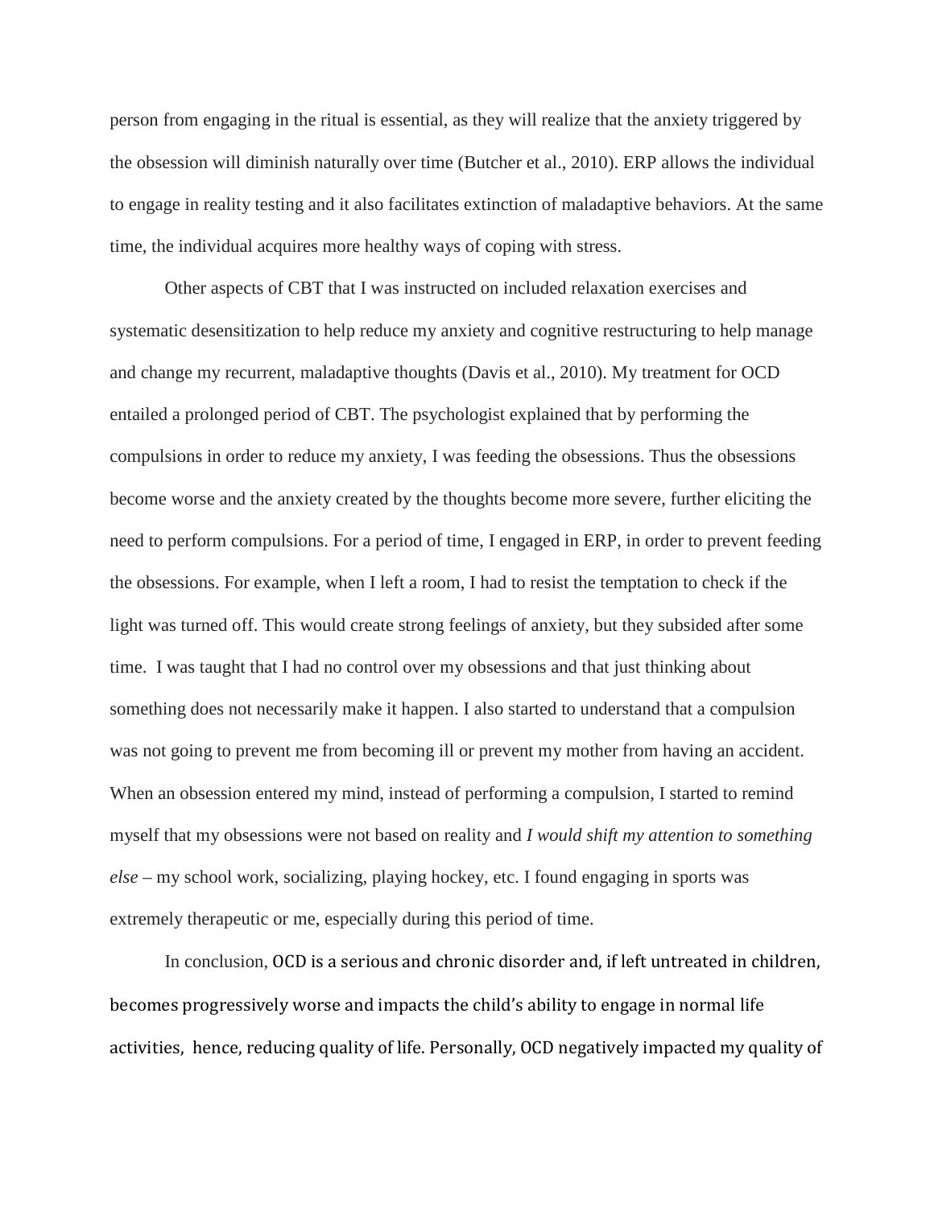person from engaging in the ritual is essential, as they will realize that the anxiety triggered by the obsession will diminish naturally over time (Butcher et al., 2010). ERP allows the individual to engage in reality testing and it also facilitates extinction of maladaptive behaviors. At the same time, the individual acquires more healthy ways of coping with stress.

Other aspects of CBT that I was instructed on included relaxation exercises and systematic desensitization to help reduce my anxiety and cognitive restructuring to help manage and change my recurrent, maladaptive thoughts (Davis et al., 2010). My treatment for OCD entailed a prolonged period of CBT. The psychologist explained that by performing the compulsions in order to reduce my anxiety, I was feeding the obsessions. Thus the obsessions become worse and the anxiety created by the thoughts become more severe, further eliciting the need to perform compulsions. For a period of time, I engaged in ERP, in order to prevent feeding the obsessions. For example, when I left a room, I had to resist the temptation to check if the light was turned off. This would create strong feelings of anxiety, but they subsided after some time. I was taught that I had no control over my obsessions and that just thinking about something does not necessarily make it happen. I also started to understand that a compulsion was not going to prevent me from becoming ill or prevent my mother from having an accident. When an obsession entered my mind, instead of performing a compulsion, I started to remind myself that my obsessions were not based on reality and *I would shift my attention to something else* – my school work, socializing, playing hockey, etc. I found engaging in sports was extremely therapeutic or me, especially during this period of time.

In conclusion, OCD is a serious and chronic disorder and, if left untreated in children, becomes progressively worse and impacts the child's ability to engage in normal life activities, hence, reducing quality of life. Personally, OCD negatively impacted my quality of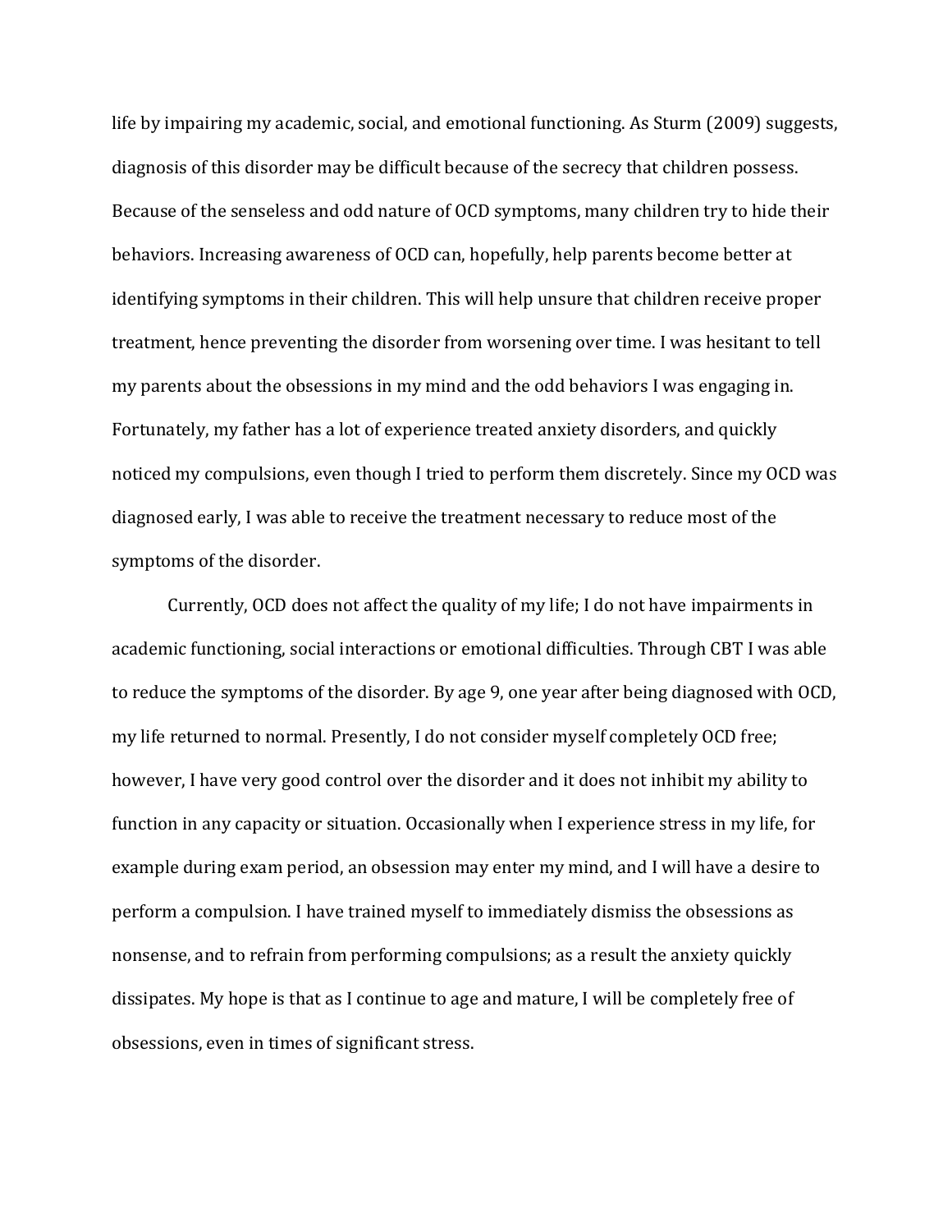life by impairing my academic, social, and emotional functioning. As Sturm (2009) suggests, diagnosis of this disorder may be difficult because of the secrecy that children possess. Because of the senseless and odd nature of OCD symptoms, many children try to hide their behaviors. Increasing awareness of OCD can, hopefully, help parents become better at identifying symptoms in their children. This will help unsure that children receive proper treatment, hence preventing the disorder from worsening over time. I was hesitant to tell my parents about the obsessions in my mind and the odd behaviors I was engaging in. Fortunately, my father has a lot of experience treated anxiety disorders, and quickly noticed my compulsions, even though I tried to perform them discretely. Since my OCD was diagnosed early, I was able to receive the treatment necessary to reduce most of the symptoms of the disorder.

Currently, OCD does not affect the quality of my life; I do not have impairments in academic functioning, social interactions or emotional difficulties. Through CBT I was able to reduce the symptoms of the disorder. By age 9, one year after being diagnosed with OCD, my life returned to normal. Presently, I do not consider myself completely OCD free; however, I have very good control over the disorder and it does not inhibit my ability to function in any capacity or situation. Occasionally when I experience stress in my life, for example during exam period, an obsession may enter my mind, and I will have a desire to perform a compulsion. I have trained myself to immediately dismiss the obsessions as nonsense, and to refrain from performing compulsions; as a result the anxiety quickly dissipates. My hope is that as I continue to age and mature, I will be completely free of obsessions, even in times of significant stress.